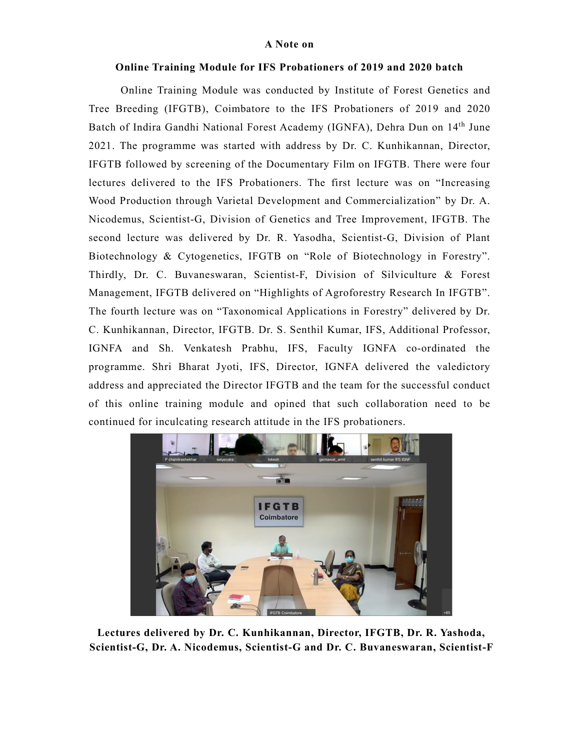**A Note on**

**Online Training Module for IFS Probationers of 2019 and 2020 batch**

Online Training Module was conducted by Institute of Forest Genetics and Tree Breeding (IFGTB), Coimbatore to the IFS Probationers of 2019 and 2020 Batch of Indira Gandhi National Forest Academy (IGNFA), Dehra Dun on 14th June 2021. The programme was started with address by Dr. C. Kunhikannan, Director, IFGTB followed by screening of the Documentary Film on IFGTB. There were four lectures delivered to the IFS Probationers. The first lecture was on "Increasing Wood Production through Varietal Development and Commercialization" by Dr. A. Nicodemus, Scientist-G, Division of Genetics and Tree Improvement, IFGTB. The second lecture was delivered by Dr. R. Yasodha, Scientist-G, Division of Plant Biotechnology & Cytogenetics, IFGTB on "Role of Biotechnology in Forestry". Thirdly, Dr. C. Buvaneswaran, Scientist-F, Division of Silviculture & Forest Management, IFGTB delivered on "Highlights of Agroforestry Research In IFGTB". The fourth lecture was on "Taxonomical Applications in Forestry" delivered by Dr. C. Kunhikannan, Director, IFGTB. Dr. S. Senthil Kumar, IFS, Additional Professor, IGNFA and Sh. Venkatesh Prabhu, IFS, Faculty IGNFA co-ordinated the programme. Shri Bharat Jyoti, IFS, Director, IGNFA delivered the valedictory address and appreciated the Director IFGTB and the team for the successful conduct of this online training module and opined that such collaboration need to be continued for inculcating research attitude in the IFS probationers.

**Lectures delivered by Dr. C. Kunhikannan, Director, IFGTB, Dr. R. Yashoda, Scientist-G, Dr. A. Nicodemus, Scientist-G and Dr. C. Buvaneswaran, Scientist-F**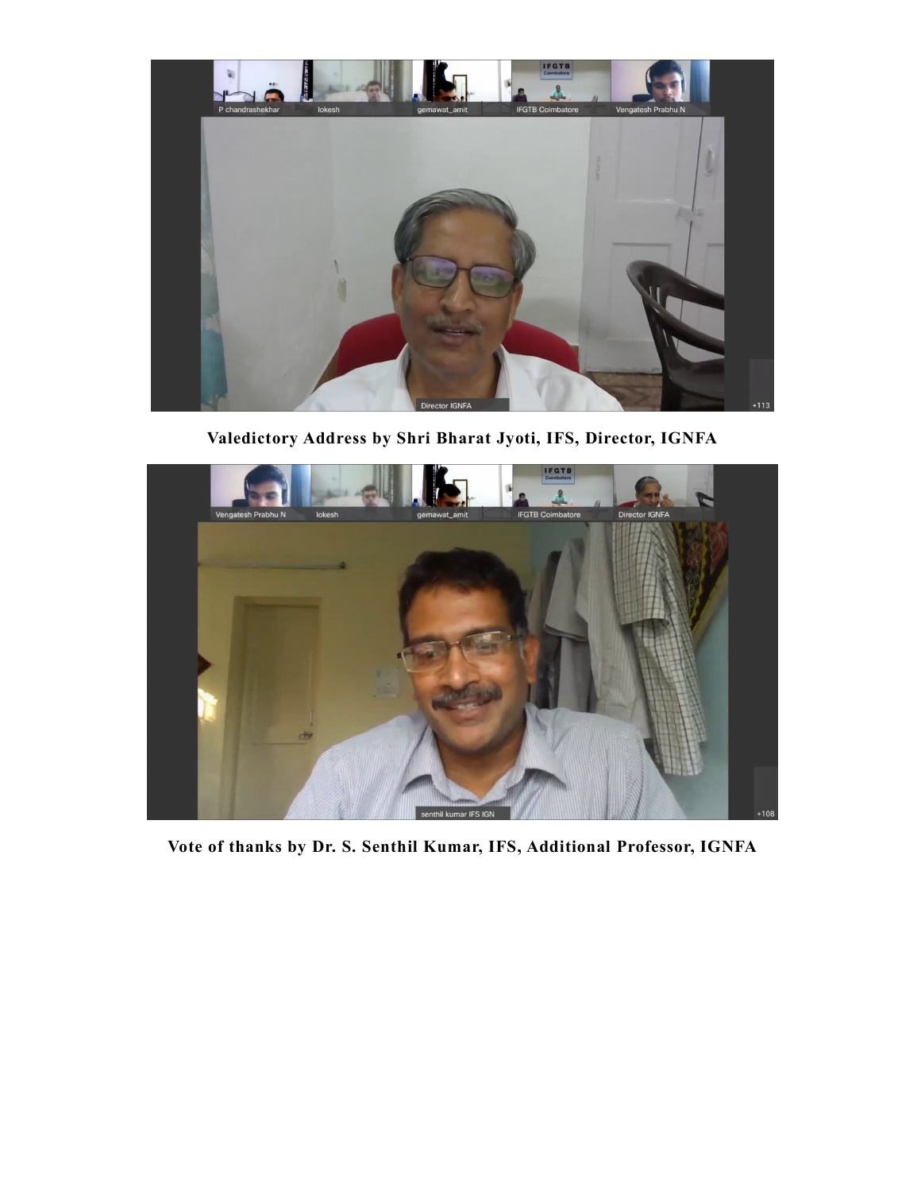**Valedictory Address by Shri Bharat Jyoti, IFS, Director, IGNFA**

**Vote of thanks by Dr. S. Senthil Kumar, IFS, Additional Professor, IGNFA**